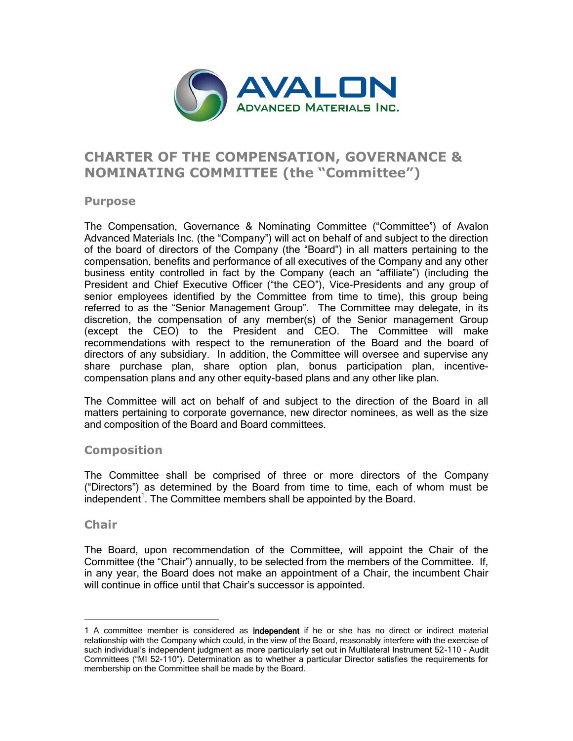# CHARTER OF THE COMPENSATION, GOVERNANCE & NOMINATING COMMITTEE (the "Committee")

## Purpose

The Compensation, Governance & Nominating Committee ("Committee") of Avalon Advanced Materials Inc. (the "Company") will act on behalf of and subject to the direction of the board of directors of the Company (the "Board") in all matters pertaining to the compensation, benefits and performance of all executives of the Company and any other business entity controlled in fact by the Company (each an "affiliate") (including the President and Chief Executive Officer ("the CEO"), Vice-Presidents and any group of senior employees identified by the Committee from time to time), this group being referred to as the "Senior Management Group". The Committee may delegate, in its discretion, the compensation of any member(s) of the Senior management Group (except the CEO) to the President and CEO. The Committee will make recommendations with respect to the remuneration of the Board and the board of directors of any subsidiary. In addition, the Committee will oversee and supervise any share purchase plan, share option plan, bonus participation plan, incentive-compensation plans and any other equity-based plans and any other like plan.

The Committee will act on behalf of and subject to the direction of the Board in all matters pertaining to corporate governance, new director nominees, as well as the size and composition of the Board and Board committees.

## Composition

The Committee shall be comprised of three or more directors of the Company ("Directors") as determined by the Board from time to time, each of whom must be independent[1]. The Committee members shall be appointed by the Board.

## Chair

The Board, upon recommendation of the Committee, will appoint the Chair of the Committee (the "Chair") annually, to be selected from the members of the Committee. If, in any year, the Board does not make an appointment of a Chair, the incumbent Chair will continue in office until that Chair's successor is appointed.

---

1 A committee member is considered as **independent** if he or she has no direct or indirect material relationship with the Company which could, in the view of the Board, reasonably interfere with the exercise of such individual's independent judgment as more particularly set out in Multilateral Instrument 52-110 - Audit Committees ("MI 52-110"). Determination as to whether a particular Director satisfies the requirements for membership on the Committee shall be made by the Board.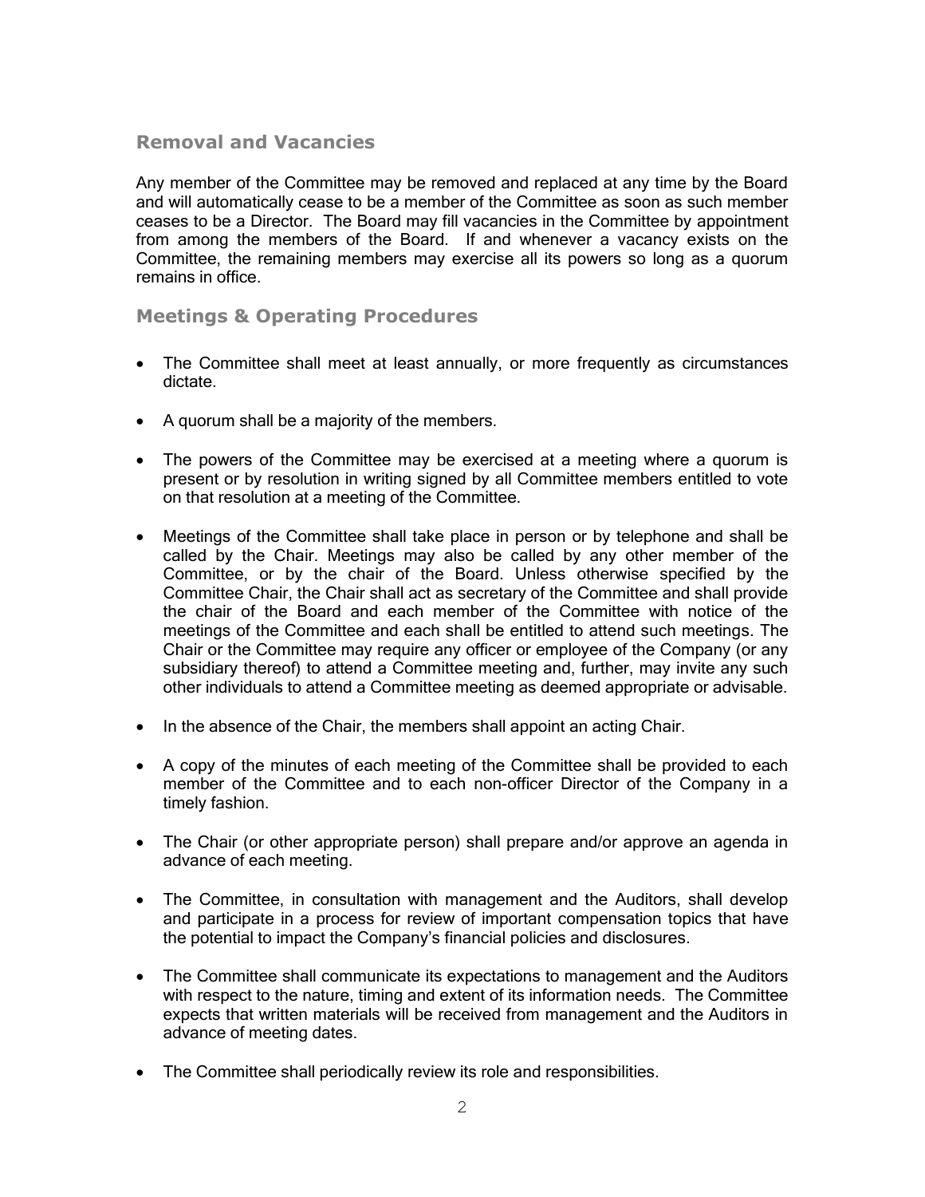## Removal and Vacancies

Any member of the Committee may be removed and replaced at any time by the Board and will automatically cease to be a member of the Committee as soon as such member ceases to be a Director. The Board may fill vacancies in the Committee by appointment from among the members of the Board. If and whenever a vacancy exists on the Committee, the remaining members may exercise all its powers so long as a quorum remains in office.

## Meetings & Operating Procedures

- The Committee shall meet at least annually, or more frequently as circumstances dictate.
- A quorum shall be a majority of the members.
- The powers of the Committee may be exercised at a meeting where a quorum is present or by resolution in writing signed by all Committee members entitled to vote on that resolution at a meeting of the Committee.
- Meetings of the Committee shall take place in person or by telephone and shall be called by the Chair. Meetings may also be called by any other member of the Committee, or by the chair of the Board. Unless otherwise specified by the Committee Chair, the Chair shall act as secretary of the Committee and shall provide the chair of the Board and each member of the Committee with notice of the meetings of the Committee and each shall be entitled to attend such meetings. The Chair or the Committee may require any officer or employee of the Company (or any subsidiary thereof) to attend a Committee meeting and, further, may invite any such other individuals to attend a Committee meeting as deemed appropriate or advisable.
- In the absence of the Chair, the members shall appoint an acting Chair.
- A copy of the minutes of each meeting of the Committee shall be provided to each member of the Committee and to each non-officer Director of the Company in a timely fashion.
- The Chair (or other appropriate person) shall prepare and/or approve an agenda in advance of each meeting.
- The Committee, in consultation with management and the Auditors, shall develop and participate in a process for review of important compensation topics that have the potential to impact the Company's financial policies and disclosures.
- The Committee shall communicate its expectations to management and the Auditors with respect to the nature, timing and extent of its information needs. The Committee expects that written materials will be received from management and the Auditors in advance of meeting dates.
- The Committee shall periodically review its role and responsibilities.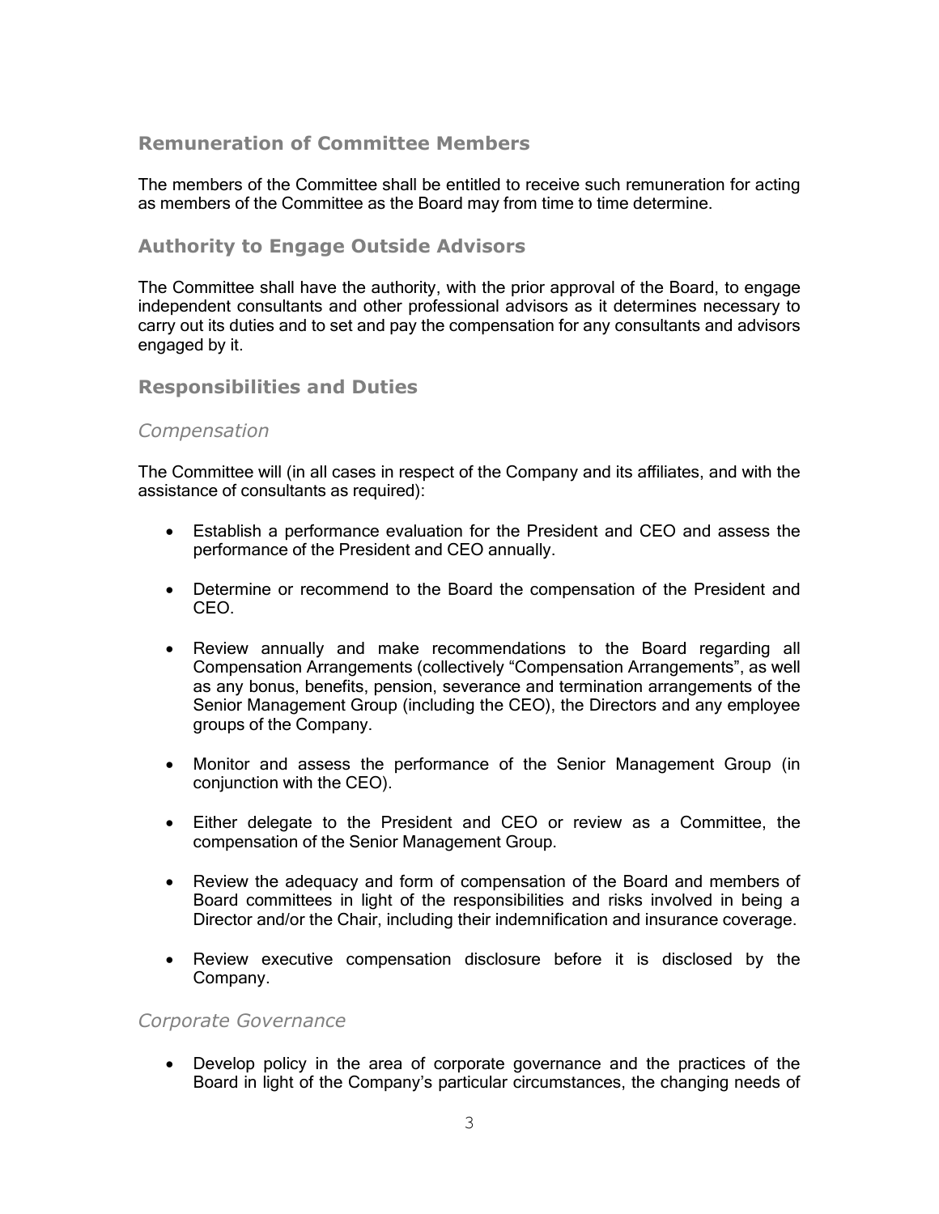## Remuneration of Committee Members

The members of the Committee shall be entitled to receive such remuneration for acting as members of the Committee as the Board may from time to time determine.

## Authority to Engage Outside Advisors

The Committee shall have the authority, with the prior approval of the Board, to engage independent consultants and other professional advisors as it determines necessary to carry out its duties and to set and pay the compensation for any consultants and advisors engaged by it.

## Responsibilities and Duties

### *Compensation*

The Committee will (in all cases in respect of the Company and its affiliates, and with the assistance of consultants as required):

- Establish a performance evaluation for the President and CEO and assess the performance of the President and CEO annually.
- Determine or recommend to the Board the compensation of the President and CEO.
- Review annually and make recommendations to the Board regarding all Compensation Arrangements (collectively "Compensation Arrangements", as well as any bonus, benefits, pension, severance and termination arrangements of the Senior Management Group (including the CEO), the Directors and any employee groups of the Company.
- Monitor and assess the performance of the Senior Management Group (in conjunction with the CEO).
- Either delegate to the President and CEO or review as a Committee, the compensation of the Senior Management Group.
- Review the adequacy and form of compensation of the Board and members of Board committees in light of the responsibilities and risks involved in being a Director and/or the Chair, including their indemnification and insurance coverage.
- Review executive compensation disclosure before it is disclosed by the Company.

### *Corporate Governance*

- Develop policy in the area of corporate governance and the practices of the Board in light of the Company's particular circumstances, the changing needs of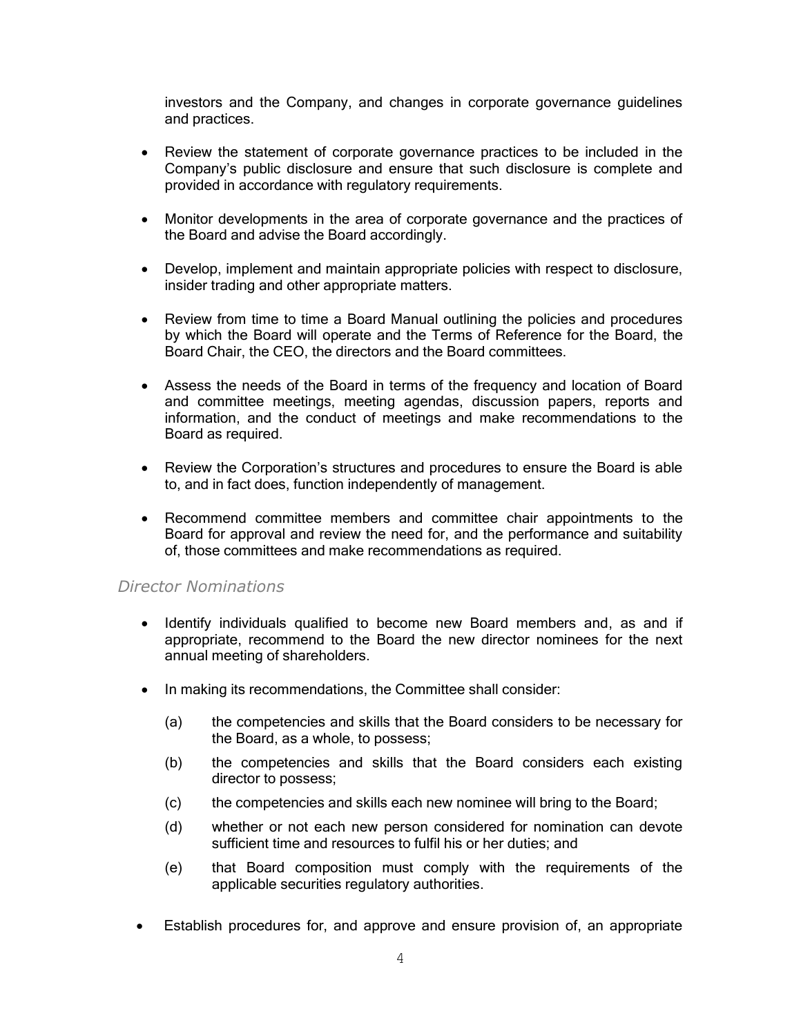investors and the Company, and changes in corporate governance guidelines and practices.

- Review the statement of corporate governance practices to be included in the Company's public disclosure and ensure that such disclosure is complete and provided in accordance with regulatory requirements.

- Monitor developments in the area of corporate governance and the practices of the Board and advise the Board accordingly.

- Develop, implement and maintain appropriate policies with respect to disclosure, insider trading and other appropriate matters.

- Review from time to time a Board Manual outlining the policies and procedures by which the Board will operate and the Terms of Reference for the Board, the Board Chair, the CEO, the directors and the Board committees.

- Assess the needs of the Board in terms of the frequency and location of Board and committee meetings, meeting agendas, discussion papers, reports and information, and the conduct of meetings and make recommendations to the Board as required.

- Review the Corporation's structures and procedures to ensure the Board is able to, and in fact does, function independently of management.

- Recommend committee members and committee chair appointments to the Board for approval and review the need for, and the performance and suitability of, those committees and make recommendations as required.

### *Director Nominations*

- Identify individuals qualified to become new Board members and, as and if appropriate, recommend to the Board the new director nominees for the next annual meeting of shareholders.

- In making its recommendations, the Committee shall consider:

  (a) the competencies and skills that the Board considers to be necessary for the Board, as a whole, to possess;

  (b) the competencies and skills that the Board considers each existing director to possess;

  (c) the competencies and skills each new nominee will bring to the Board;

  (d) whether or not each new person considered for nomination can devote sufficient time and resources to fulfil his or her duties; and

  (e) that Board composition must comply with the requirements of the applicable securities regulatory authorities.

- Establish procedures for, and approve and ensure provision of, an appropriate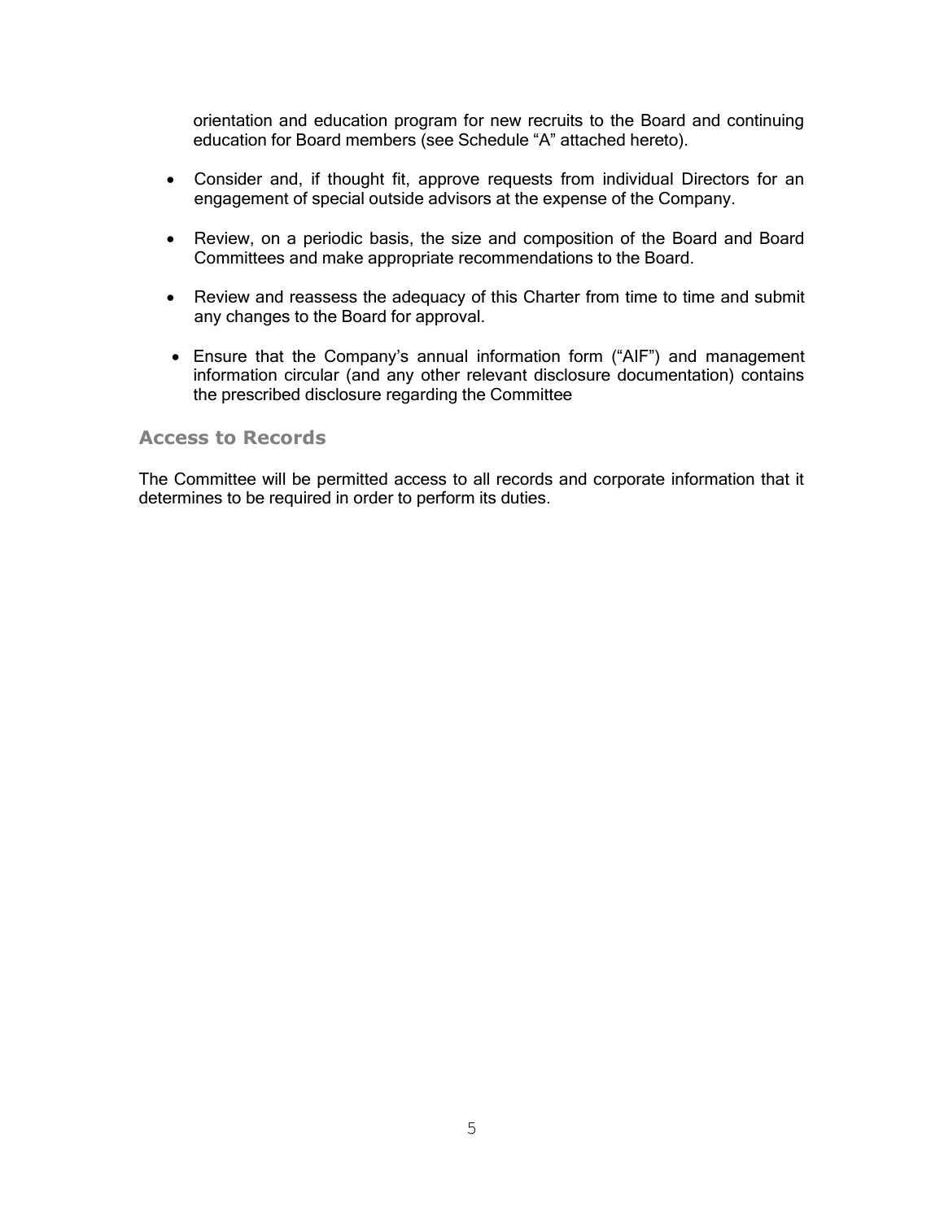orientation and education program for new recruits to the Board and continuing education for Board members (see Schedule "A" attached hereto).

- Consider and, if thought fit, approve requests from individual Directors for an engagement of special outside advisors at the expense of the Company.
- Review, on a periodic basis, the size and composition of the Board and Board Committees and make appropriate recommendations to the Board.
- Review and reassess the adequacy of this Charter from time to time and submit any changes to the Board for approval.
- Ensure that the Company's annual information form ("AIF") and management information circular (and any other relevant disclosure documentation) contains the prescribed disclosure regarding the Committee

## Access to Records

The Committee will be permitted access to all records and corporate information that it determines to be required in order to perform its duties.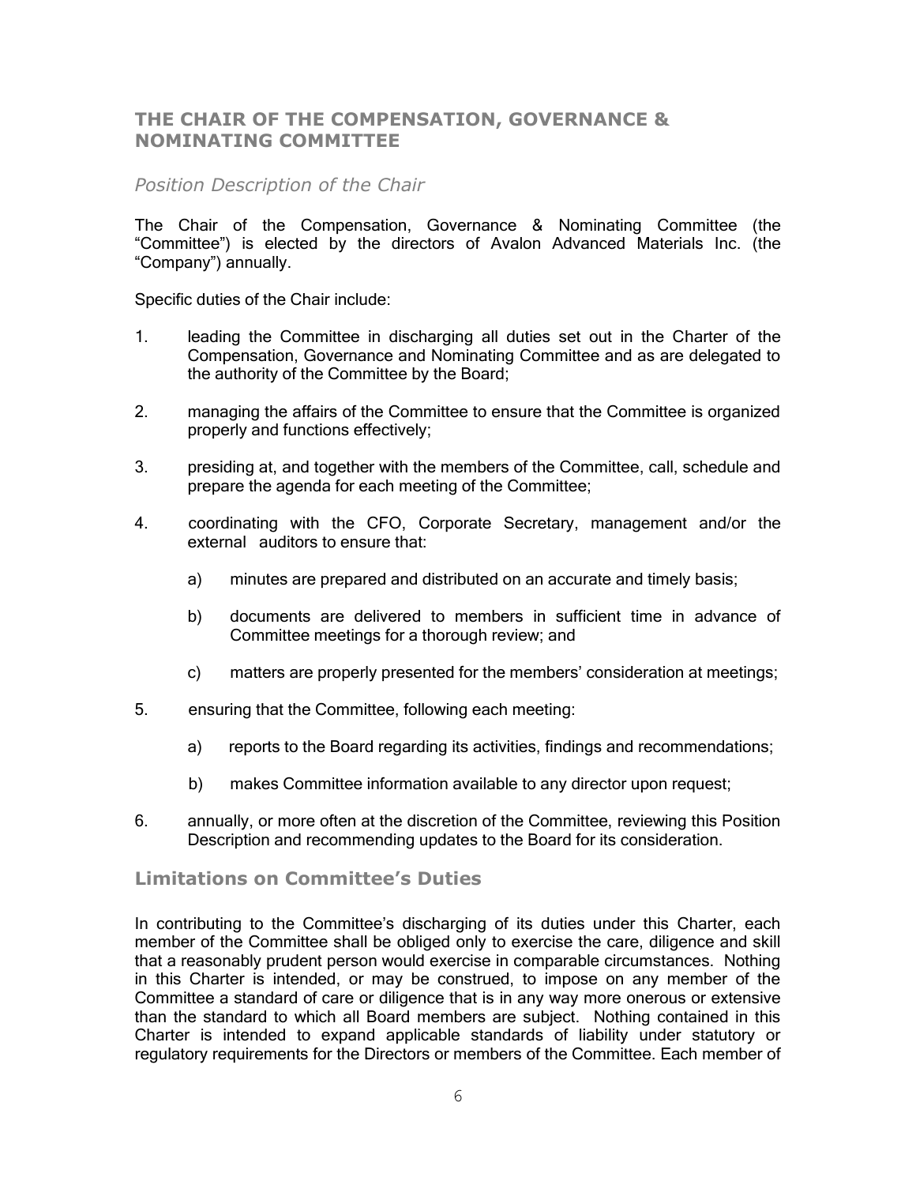## THE CHAIR OF THE COMPENSATION, GOVERNANCE & NOMINATING COMMITTEE

### *Position Description of the Chair*

The Chair of the Compensation, Governance & Nominating Committee (the "Committee") is elected by the directors of Avalon Advanced Materials Inc. (the "Company") annually.

Specific duties of the Chair include:

1. leading the Committee in discharging all duties set out in the Charter of the Compensation, Governance and Nominating Committee and as are delegated to the authority of the Committee by the Board;

2. managing the affairs of the Committee to ensure that the Committee is organized properly and functions effectively;

3. presiding at, and together with the members of the Committee, call, schedule and prepare the agenda for each meeting of the Committee;

4. coordinating with the CFO, Corporate Secretary, management and/or the external auditors to ensure that:

   a) minutes are prepared and distributed on an accurate and timely basis;

   b) documents are delivered to members in sufficient time in advance of Committee meetings for a thorough review; and

   c) matters are properly presented for the members' consideration at meetings;

5. ensuring that the Committee, following each meeting:

   a) reports to the Board regarding its activities, findings and recommendations;

   b) makes Committee information available to any director upon request;

6. annually, or more often at the discretion of the Committee, reviewing this Position Description and recommending updates to the Board for its consideration.

### Limitations on Committee's Duties

In contributing to the Committee's discharging of its duties under this Charter, each member of the Committee shall be obliged only to exercise the care, diligence and skill that a reasonably prudent person would exercise in comparable circumstances. Nothing in this Charter is intended, or may be construed, to impose on any member of the Committee a standard of care or diligence that is in any way more onerous or extensive than the standard to which all Board members are subject. Nothing contained in this Charter is intended to expand applicable standards of liability under statutory or regulatory requirements for the Directors or members of the Committee. Each member of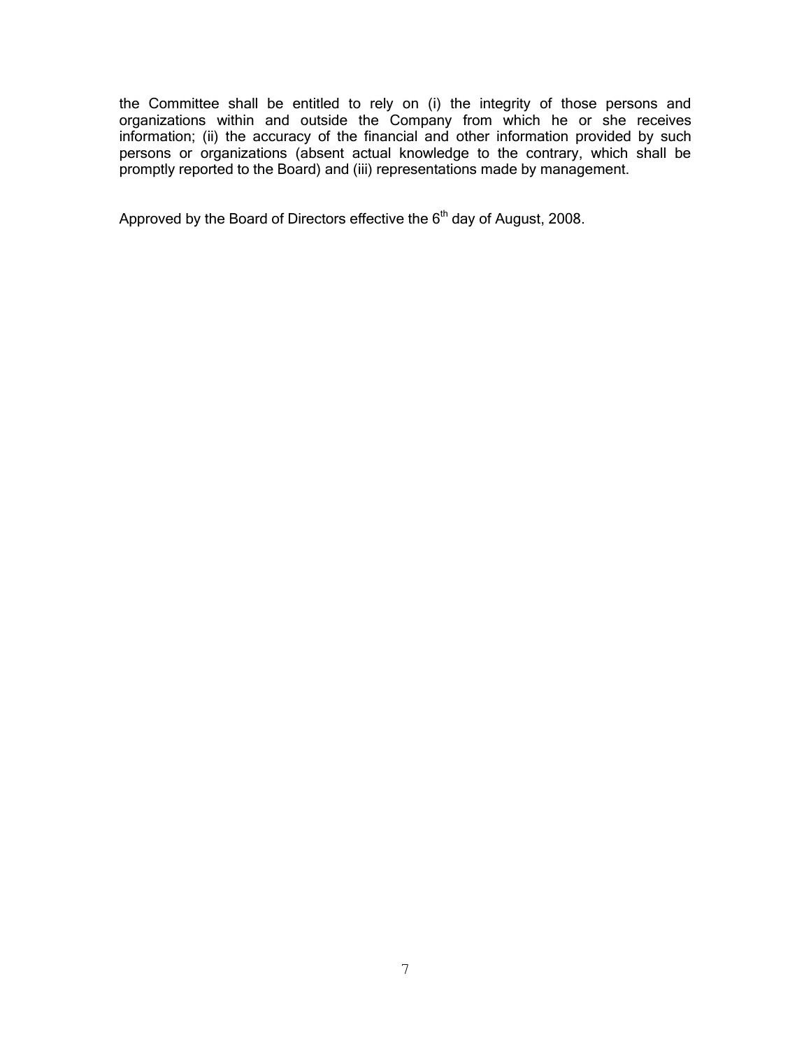the Committee shall be entitled to rely on (i) the integrity of those persons and organizations within and outside the Company from which he or she receives information; (ii) the accuracy of the financial and other information provided by such persons or organizations (absent actual knowledge to the contrary, which shall be promptly reported to the Board) and (iii) representations made by management.

Approved by the Board of Directors effective the 6th day of August, 2008.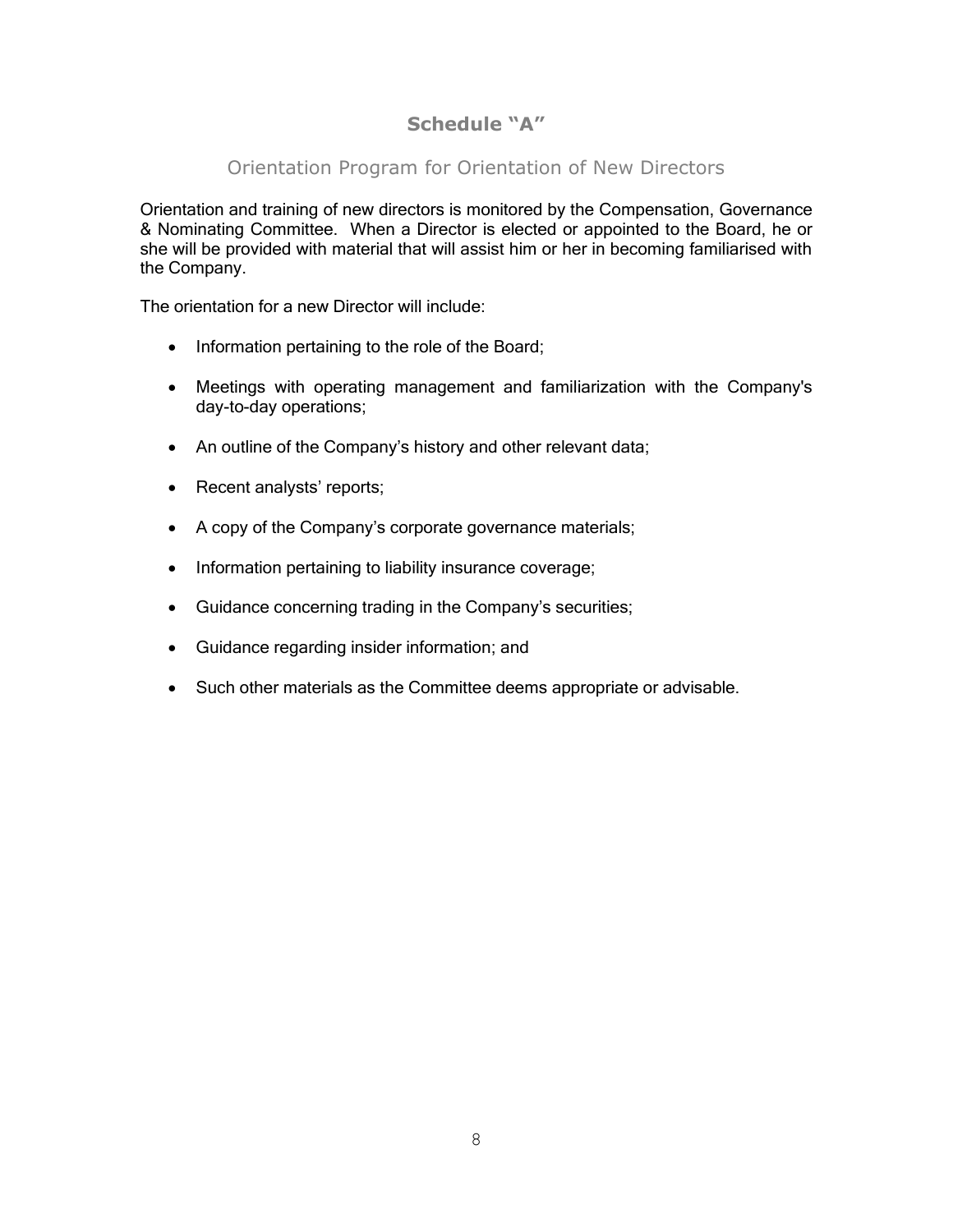## Schedule "A"

### Orientation Program for Orientation of New Directors

Orientation and training of new directors is monitored by the Compensation, Governance & Nominating Committee. When a Director is elected or appointed to the Board, he or she will be provided with material that will assist him or her in becoming familiarised with the Company.

The orientation for a new Director will include:

- Information pertaining to the role of the Board;
- Meetings with operating management and familiarization with the Company's day-to-day operations;
- An outline of the Company's history and other relevant data;
- Recent analysts' reports;
- A copy of the Company's corporate governance materials;
- Information pertaining to liability insurance coverage;
- Guidance concerning trading in the Company's securities;
- Guidance regarding insider information; and
- Such other materials as the Committee deems appropriate or advisable.